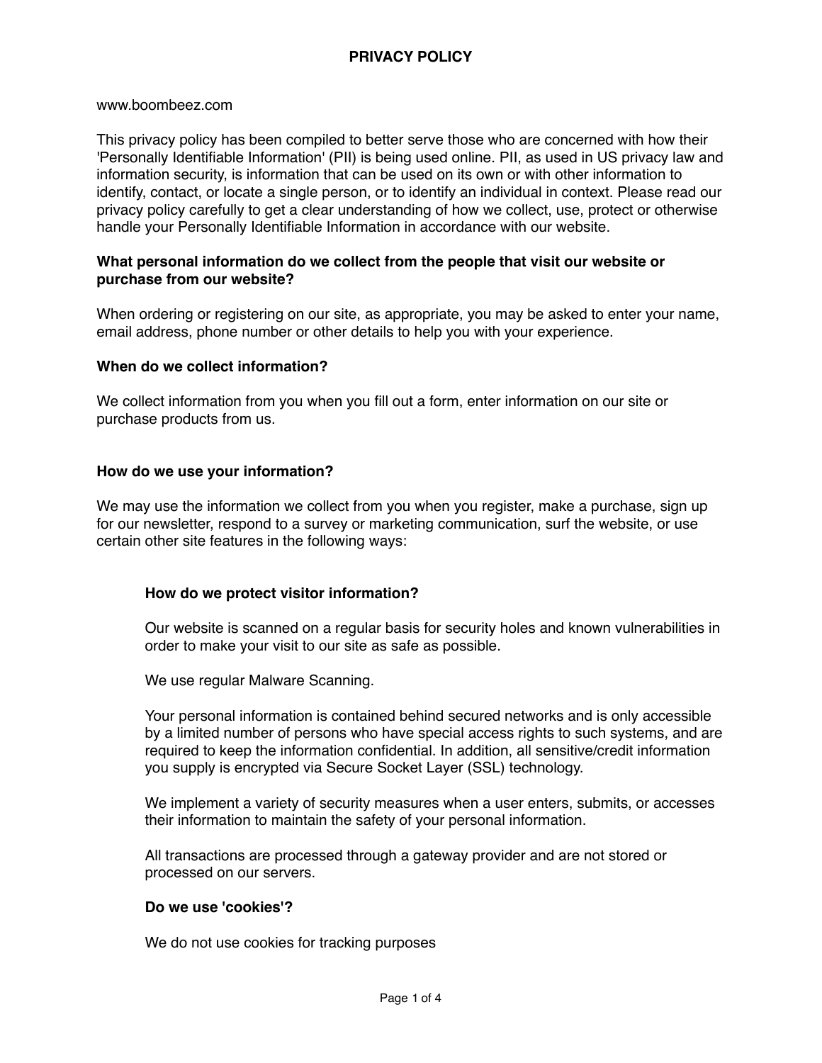# PRIVACY POLICY

www.boombeez.com

This privacy policy has been compiled to better serve those who are concerned with how their 'Personally Identifiable Information' (PII) is being used online. PII, as used in US privacy law and information security, is information that can be used on its own or with other information to identify, contact, or locate a single person, or to identify an individual in context. Please read our privacy policy carefully to get a clear understanding of how we collect, use, protect or otherwise handle your Personally Identifiable Information in accordance with our website.

**What personal information do we collect from the people that visit our website or purchase from our website?**

When ordering or registering on our site, as appropriate, you may be asked to enter your name, email address, phone number or other details to help you with your experience.

**When do we collect information?**

We collect information from you when you fill out a form, enter information on our site or purchase products from us.

**How do we use your information?**

We may use the information we collect from you when you register, make a purchase, sign up for our newsletter, respond to a survey or marketing communication, surf the website, or use certain other site features in the following ways:

**How do we protect visitor information?**

Our website is scanned on a regular basis for security holes and known vulnerabilities in order to make your visit to our site as safe as possible.

We use regular Malware Scanning.

Your personal information is contained behind secured networks and is only accessible by a limited number of persons who have special access rights to such systems, and are required to keep the information confidential. In addition, all sensitive/credit information you supply is encrypted via Secure Socket Layer (SSL) technology.

We implement a variety of security measures when a user enters, submits, or accesses their information to maintain the safety of your personal information.

All transactions are processed through a gateway provider and are not stored or processed on our servers.

**Do we use 'cookies'?**

We do not use cookies for tracking purposes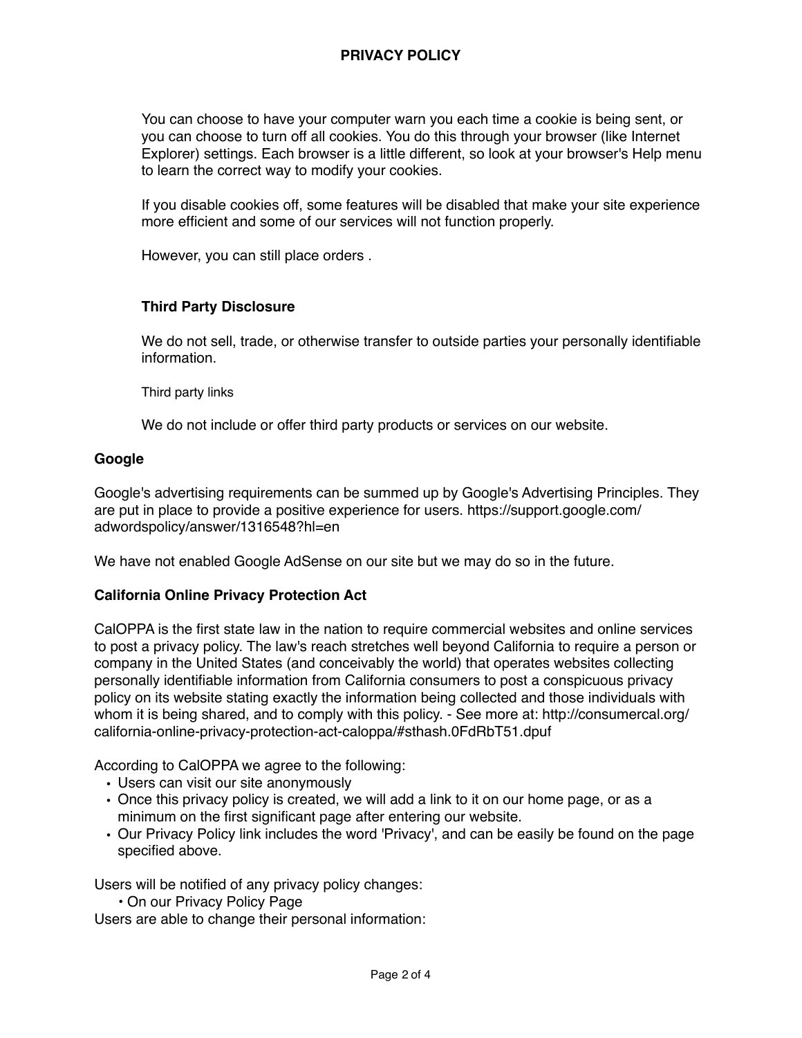You can choose to have your computer warn you each time a cookie is being sent, or you can choose to turn off all cookies. You do this through your browser (like Internet Explorer) settings. Each browser is a little different, so look at your browser's Help menu to learn the correct way to modify your cookies.

If you disable cookies off, some features will be disabled that make your site experience more efficient and some of our services will not function properly.

However, you can still place orders .

**Third Party Disclosure**

We do not sell, trade, or otherwise transfer to outside parties your personally identifiable information.

Third party links

We do not include or offer third party products or services on our website.

**Google**

Google's advertising requirements can be summed up by Google's Advertising Principles. They are put in place to provide a positive experience for users. https://support.google.com/adwordspolicy/answer/1316548?hl=en

We have not enabled Google AdSense on our site but we may do so in the future.

**California Online Privacy Protection Act**

CalOPPA is the first state law in the nation to require commercial websites and online services to post a privacy policy. The law's reach stretches well beyond California to require a person or company in the United States (and conceivably the world) that operates websites collecting personally identifiable information from California consumers to post a conspicuous privacy policy on its website stating exactly the information being collected and those individuals with whom it is being shared, and to comply with this policy. - See more at: http://consumercal.org/california-online-privacy-protection-act-caloppa/#sthash.0FdRbT51.dpuf

According to CalOPPA we agree to the following:

- Users can visit our site anonymously
- Once this privacy policy is created, we will add a link to it on our home page, or as a minimum on the first significant page after entering our website.
- Our Privacy Policy link includes the word 'Privacy', and can be easily be found on the page specified above.

Users will be notified of any privacy policy changes:

- On our Privacy Policy Page

Users are able to change their personal information: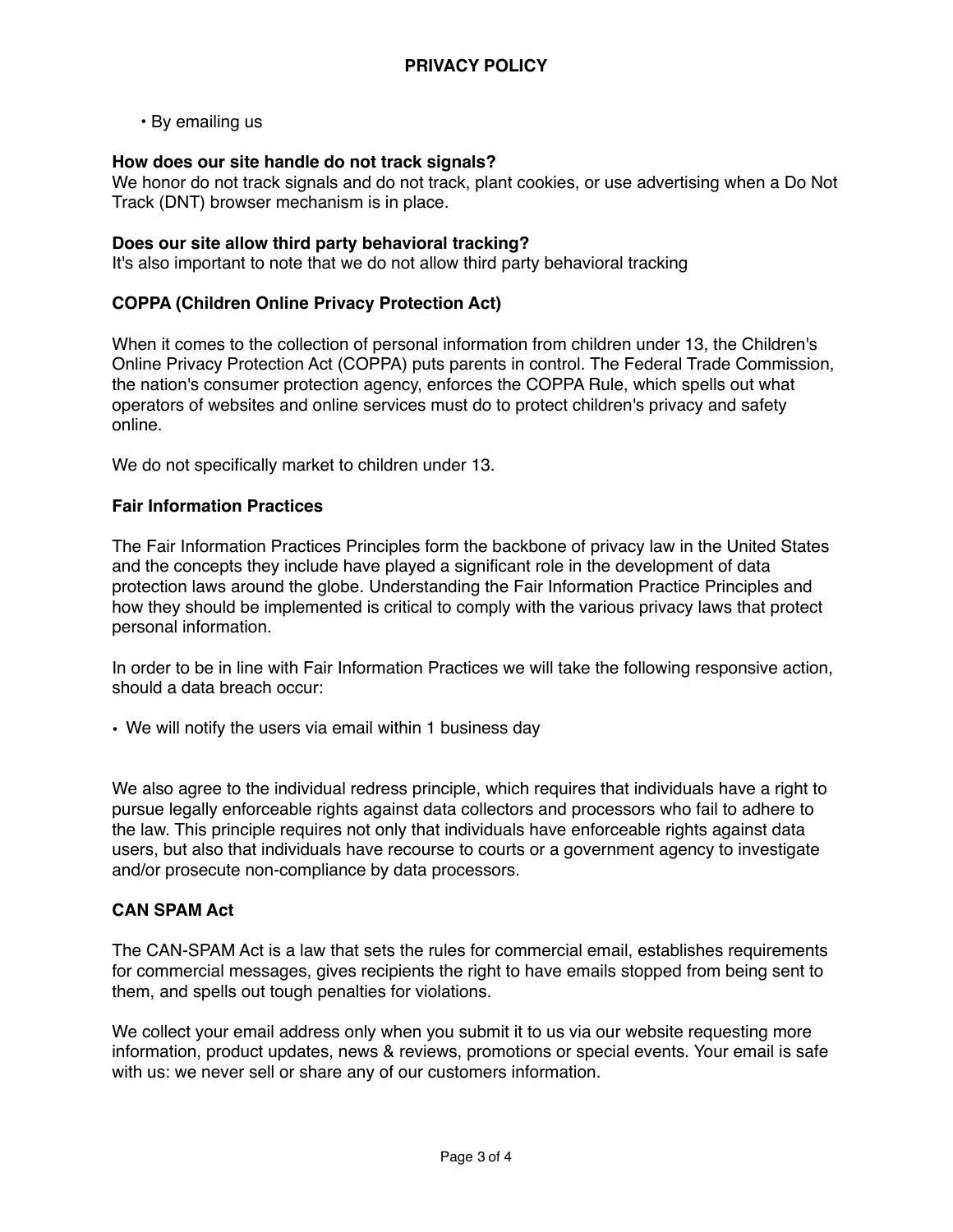- By emailing us

**How does our site handle do not track signals?**
We honor do not track signals and do not track, plant cookies, or use advertising when a Do Not Track (DNT) browser mechanism is in place.

**Does our site allow third party behavioral tracking?**
It's also important to note that we do not allow third party behavioral tracking

**COPPA (Children Online Privacy Protection Act)**

When it comes to the collection of personal information from children under 13, the Children's Online Privacy Protection Act (COPPA) puts parents in control. The Federal Trade Commission, the nation's consumer protection agency, enforces the COPPA Rule, which spells out what operators of websites and online services must do to protect children's privacy and safety online.

We do not specifically market to children under 13.

**Fair Information Practices**

The Fair Information Practices Principles form the backbone of privacy law in the United States and the concepts they include have played a significant role in the development of data protection laws around the globe. Understanding the Fair Information Practice Principles and how they should be implemented is critical to comply with the various privacy laws that protect personal information.

In order to be in line with Fair Information Practices we will take the following responsive action, should a data breach occur:

- We will notify the users via email within 1 business day

We also agree to the individual redress principle, which requires that individuals have a right to pursue legally enforceable rights against data collectors and processors who fail to adhere to the law. This principle requires not only that individuals have enforceable rights against data users, but also that individuals have recourse to courts or a government agency to investigate and/or prosecute non-compliance by data processors.

**CAN SPAM Act**

The CAN-SPAM Act is a law that sets the rules for commercial email, establishes requirements for commercial messages, gives recipients the right to have emails stopped from being sent to them, and spells out tough penalties for violations.

We collect your email address only when you submit it to us via our website requesting more information, product updates, news & reviews, promotions or special events. Your email is safe with us: we never sell or share any of our customers information.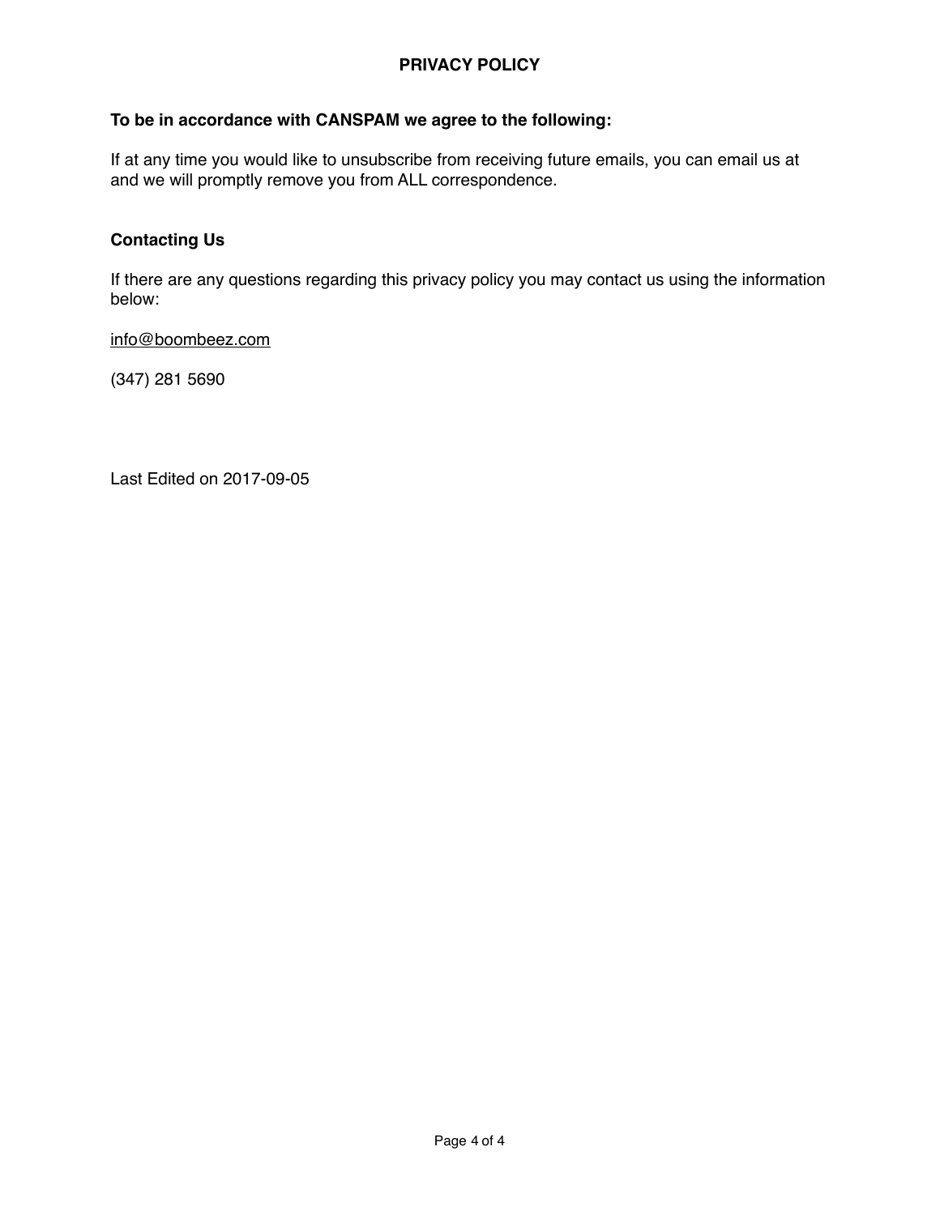**PRIVACY POLICY**

**To be in accordance with CANSPAM we agree to the following:**

If at any time you would like to unsubscribe from receiving future emails, you can email us at and we will promptly remove you from ALL correspondence.

**Contacting Us**

If there are any questions regarding this privacy policy you may contact us using the information below:

info@boombeez.com

(347) 281 5690

Last Edited on 2017-09-05